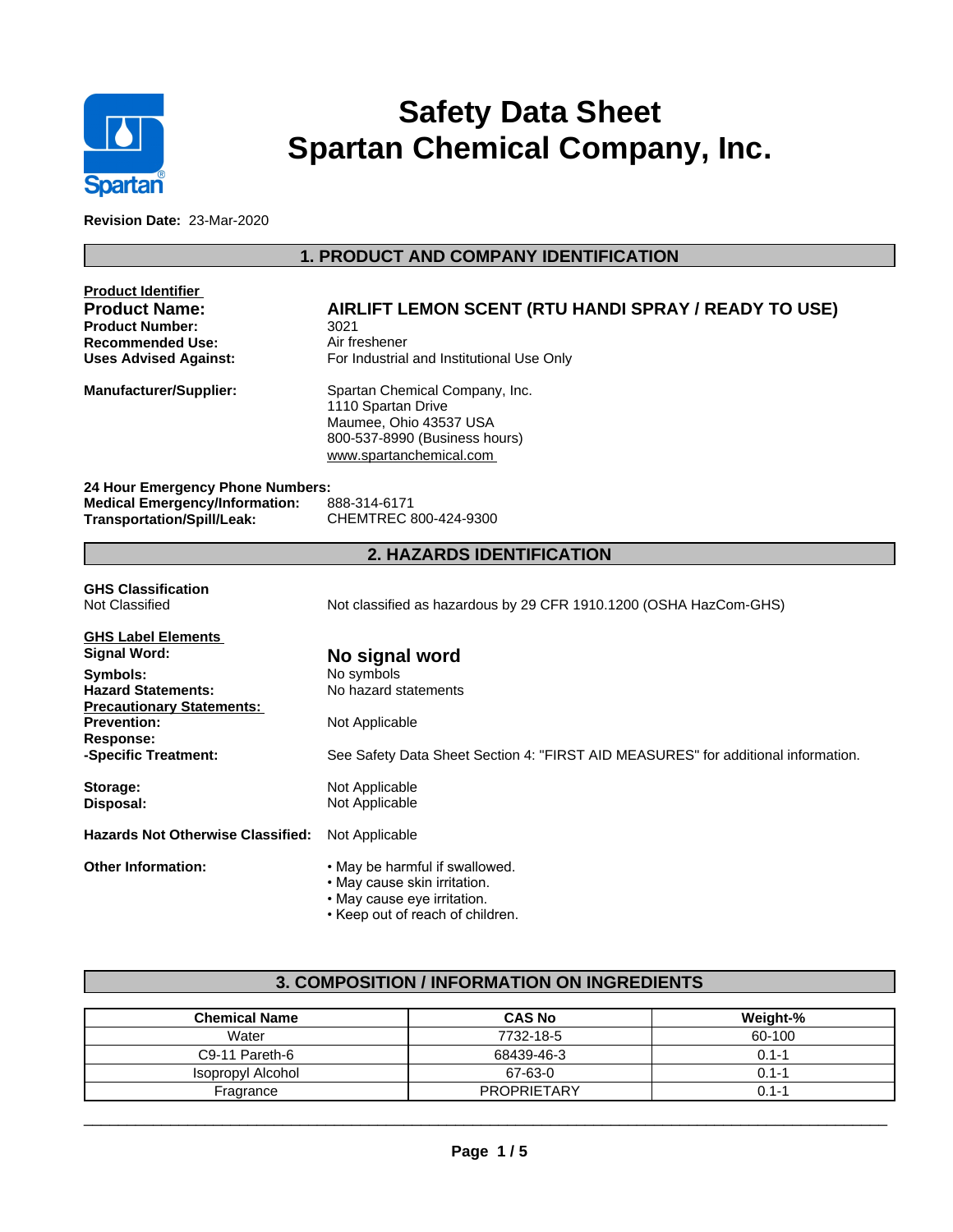# Safety Data Sheet
# Spartan Chemical Company, Inc.

**Revision Date:** 23-Mar-2020

## 1. PRODUCT AND COMPANY IDENTIFICATION

**Product Identifier**

**Product Name:** **AIRLIFT LEMON SCENT (RTU HANDI SPRAY / READY TO USE)**
**Product Number:** 3021
**Recommended Use:** Air freshener
**Uses Advised Against:** For Industrial and Institutional Use Only

**Manufacturer/Supplier:**
Spartan Chemical Company, Inc.
1110 Spartan Drive
Maumee, Ohio 43537 USA
800-537-8990 (Business hours)
www.spartanchemical.com

**24 Hour Emergency Phone Numbers:**
**Medical Emergency/Information:** 888-314-6171
**Transportation/Spill/Leak:** CHEMTREC 800-424-9300

## 2. HAZARDS IDENTIFICATION

**GHS Classification**
Not Classified — Not classified as hazardous by 29 CFR 1910.1200 (OSHA HazCom-GHS)

**GHS Label Elements**
**Signal Word:** **No signal word**
**Symbols:** No symbols
**Hazard Statements:** No hazard statements
**Precautionary Statements:**
**Prevention:** Not Applicable
**Response:**
**-Specific Treatment:** See Safety Data Sheet Section 4: "FIRST AID MEASURES" for additional information.

**Storage:** Not Applicable
**Disposal:** Not Applicable

**Hazards Not Otherwise Classified:** Not Applicable

**Other Information:**
- May be harmful if swallowed.
- May cause skin irritation.
- May cause eye irritation.
- Keep out of reach of children.

## 3. COMPOSITION / INFORMATION ON INGREDIENTS

| Chemical Name | CAS No | Weight-% |
|---|---|---|
| Water | 7732-18-5 | 60-100 |
| C9-11 Pareth-6 | 68439-46-3 | 0.1-1 |
| Isopropyl Alcohol | 67-63-0 | 0.1-1 |
| Fragrance | PROPRIETARY | 0.1-1 |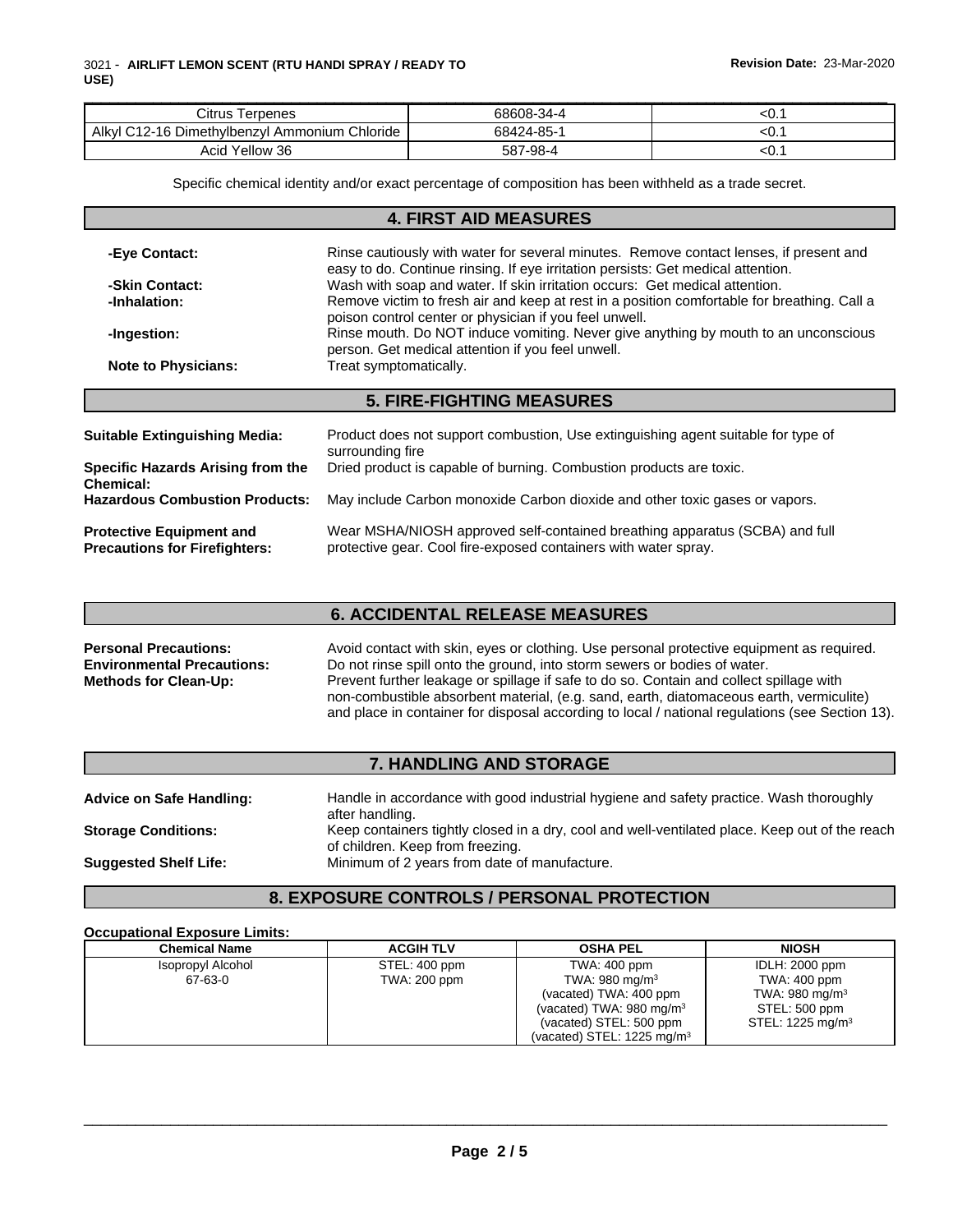| Citrus Terpenes | 68608-34-4 | <0.1 |
|---|---|---|
| Alkyl C12-16 Dimethylbenzyl Ammonium Chloride | 68424-85-1 | <0.1 |
| Acid Yellow 36 | 587-98-4 | <0.1 |

Specific chemical identity and/or exact percentage of composition has been withheld as a trade secret.

## 4. FIRST AID MEASURES

**-Eye Contact:** Rinse cautiously with water for several minutes. Remove contact lenses, if present and easy to do. Continue rinsing. If eye irritation persists: Get medical attention.

**-Skin Contact:** Wash with soap and water. If skin irritation occurs: Get medical attention.

**-Inhalation:** Remove victim to fresh air and keep at rest in a position comfortable for breathing. Call a poison control center or physician if you feel unwell.

**-Ingestion:** Rinse mouth. Do NOT induce vomiting. Never give anything by mouth to an unconscious person. Get medical attention if you feel unwell.

**Note to Physicians:** Treat symptomatically.

## 5. FIRE-FIGHTING MEASURES

**Suitable Extinguishing Media:** Product does not support combustion, Use extinguishing agent suitable for type of surrounding fire

**Specific Hazards Arising from the Chemical:** Dried product is capable of burning. Combustion products are toxic.

**Hazardous Combustion Products:** May include Carbon monoxide Carbon dioxide and other toxic gases or vapors.

**Protective Equipment and Precautions for Firefighters:** Wear MSHA/NIOSH approved self-contained breathing apparatus (SCBA) and full protective gear. Cool fire-exposed containers with water spray.

## 6. ACCIDENTAL RELEASE MEASURES

**Personal Precautions:** Avoid contact with skin, eyes or clothing. Use personal protective equipment as required.

**Environmental Precautions:** Do not rinse spill onto the ground, into storm sewers or bodies of water.

**Methods for Clean-Up:** Prevent further leakage or spillage if safe to do so. Contain and collect spillage with non-combustible absorbent material, (e.g. sand, earth, diatomaceous earth, vermiculite) and place in container for disposal according to local / national regulations (see Section 13).

## 7. HANDLING AND STORAGE

**Advice on Safe Handling:** Handle in accordance with good industrial hygiene and safety practice. Wash thoroughly after handling.

**Storage Conditions:** Keep containers tightly closed in a dry, cool and well-ventilated place. Keep out of the reach of children. Keep from freezing.

**Suggested Shelf Life:** Minimum of 2 years from date of manufacture.

## 8. EXPOSURE CONTROLS / PERSONAL PROTECTION

**Occupational Exposure Limits:**

| Chemical Name | ACGIH TLV | OSHA PEL | NIOSH |
|---|---|---|---|
| Isopropyl Alcohol<br>67-63-0 | STEL: 400 ppm<br>TWA: 200 ppm | TWA: 400 ppm<br>TWA: 980 mg/m$^3$<br>(vacated) TWA: 400 ppm<br>(vacated) TWA: 980 mg/m$^3$<br>(vacated) STEL: 500 ppm<br>(vacated) STEL: 1225 mg/m$^3$ | IDLH: 2000 ppm<br>TWA: 400 ppm<br>TWA: 980 mg/m$^3$<br>STEL: 500 ppm<br>STEL: 1225 mg/m$^3$ |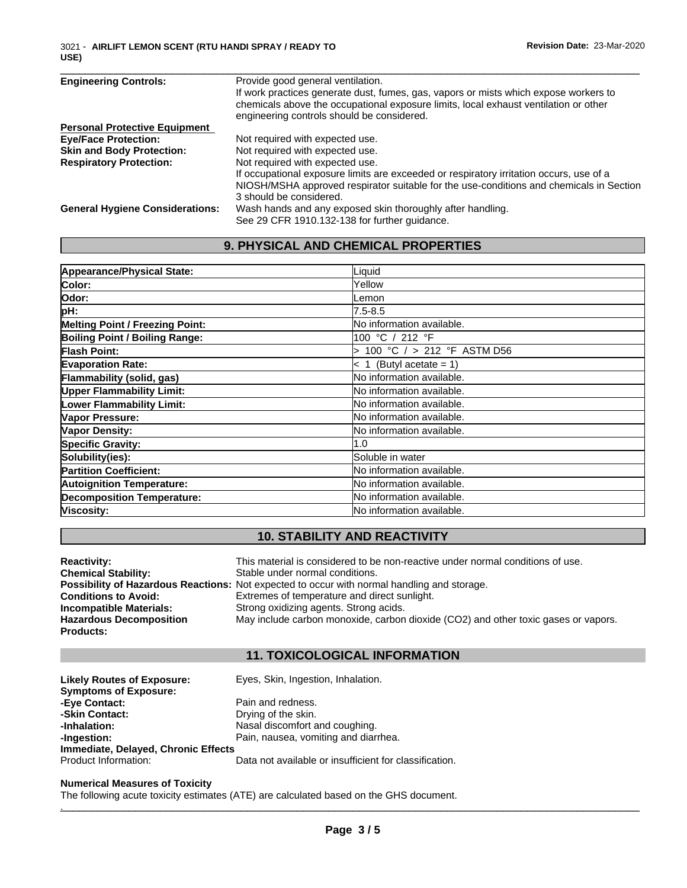| | |
|---|---|
| **Engineering Controls:** | Provide good general ventilation. If work practices generate dust, fumes, gas, vapors or mists which expose workers to chemicals above the occupational exposure limits, local exhaust ventilation or other engineering controls should be considered. |

**Personal Protective Equipment**

| | |
|---|---|
| **Eye/Face Protection:** | Not required with expected use. |
| **Skin and Body Protection:** | Not required with expected use. |
| **Respiratory Protection:** | Not required with expected use. If occupational exposure limits are exceeded or respiratory irritation occurs, use of a NIOSH/MSHA approved respirator suitable for the use-conditions and chemicals in Section 3 should be considered. |
| **General Hygiene Considerations:** | Wash hands and any exposed skin thoroughly after handling. See 29 CFR 1910.132-138 for further guidance. |

## 9. PHYSICAL AND CHEMICAL PROPERTIES

| Property | Value |
|---|---|
| **Appearance/Physical State:** | Liquid |
| **Color:** | Yellow |
| **Odor:** | Lemon |
| **pH:** | 7.5-8.5 |
| **Melting Point / Freezing Point:** | No information available. |
| **Boiling Point / Boiling Range:** | 100 °C / 212 °F |
| **Flash Point:** | > 100 °C / > 212 °F ASTM D56 |
| **Evaporation Rate:** | < 1 (Butyl acetate = 1) |
| **Flammability (solid, gas)** | No information available. |
| **Upper Flammability Limit:** | No information available. |
| **Lower Flammability Limit:** | No information available. |
| **Vapor Pressure:** | No information available. |
| **Vapor Density:** | No information available. |
| **Specific Gravity:** | 1.0 |
| **Solubility(ies):** | Soluble in water |
| **Partition Coefficient:** | No information available. |
| **Autoignition Temperature:** | No information available. |
| **Decomposition Temperature:** | No information available. |
| **Viscosity:** | No information available. |

## 10. STABILITY AND REACTIVITY

| | |
|---|---|
| **Reactivity:** | This material is considered to be non-reactive under normal conditions of use. |
| **Chemical Stability:** | Stable under normal conditions. |
| **Possibility of Hazardous Reactions:** | Not expected to occur with normal handling and storage. |
| **Conditions to Avoid:** | Extremes of temperature and direct sunlight. |
| **Incompatible Materials:** | Strong oxidizing agents. Strong acids. |
| **Hazardous Decomposition Products:** | May include carbon monoxide, carbon dioxide ($CO_2$) and other toxic gases or vapors. |

## 11. TOXICOLOGICAL INFORMATION

| | |
|---|---|
| **Likely Routes of Exposure:** | Eyes, Skin, Ingestion, Inhalation. |
| **Symptoms of Exposure:** | |
| **-Eye Contact:** | Pain and redness. |
| **-Skin Contact:** | Drying of the skin. |
| **-Inhalation:** | Nasal discomfort and coughing. |
| **-Ingestion:** | Pain, nausea, vomiting and diarrhea. |

**Immediate, Delayed, Chronic Effects**

| | |
|---|---|
| Product Information: | Data not available or insufficient for classification. |

**Numerical Measures of Toxicity**

The following acute toxicity estimates (ATE) are calculated based on the GHS document.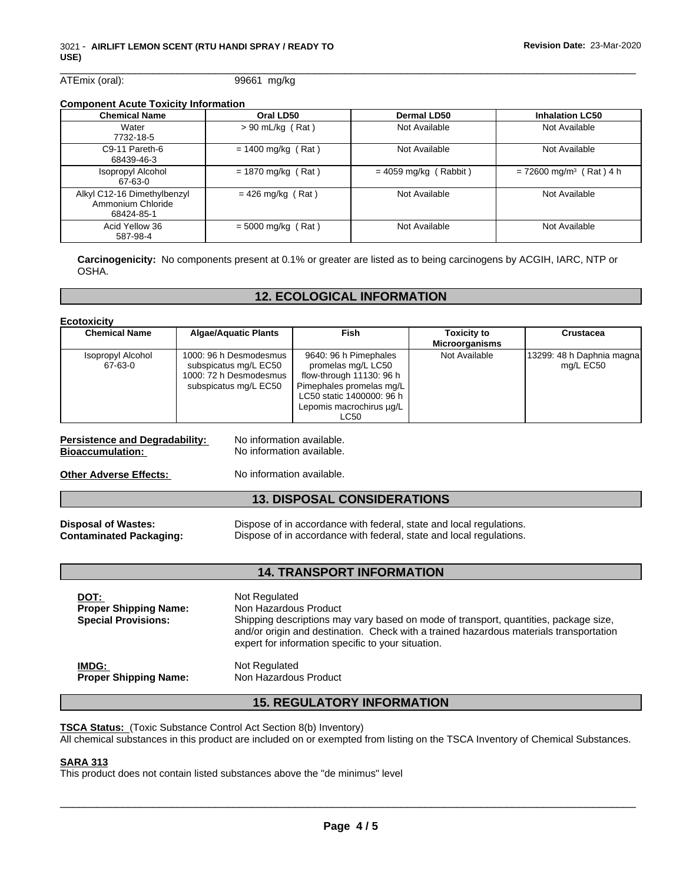ATEmix (oral): 99661 mg/kg

**Component Acute Toxicity Information**

| Chemical Name | Oral LD50 | Dermal LD50 | Inhalation LC50 |
|---|---|---|---|
| Water 7732-18-5 | > 90 mL/kg ( Rat ) | Not Available | Not Available |
| C9-11 Pareth-6 68439-46-3 | = 1400 mg/kg ( Rat ) | Not Available | Not Available |
| Isopropyl Alcohol 67-63-0 | = 1870 mg/kg ( Rat ) | = 4059 mg/kg ( Rabbit ) | = 72600 mg/m$^3$ ( Rat ) 4 h |
| Alkyl C12-16 Dimethylbenzyl Ammonium Chloride 68424-85-1 | = 426 mg/kg ( Rat ) | Not Available | Not Available |
| Acid Yellow 36 587-98-4 | = 5000 mg/kg ( Rat ) | Not Available | Not Available |

**Carcinogenicity:** No components present at 0.1% or greater are listed as to being carcinogens by ACGIH, IARC, NTP or OSHA.

## 12. ECOLOGICAL INFORMATION

**Ecotoxicity**

| Chemical Name | Algae/Aquatic Plants | Fish | Toxicity to Microorganisms | Crustacea |
|---|---|---|---|---|
| Isopropyl Alcohol 67-63-0 | 1000: 96 h Desmodesmus subspicatus mg/L EC50 1000: 72 h Desmodesmus subspicatus mg/L EC50 | 9640: 96 h Pimephales promelas mg/L LC50 flow-through 11130: 96 h Pimephales promelas mg/L LC50 static 1400000: 96 h Lepomis macrochirus µg/L LC50 | Not Available | 13299: 48 h Daphnia magna mg/L EC50 |

**Persistence and Degradability:** No information available.
**Bioaccumulation:** No information available.

**Other Adverse Effects:** No information available.

## 13. DISPOSAL CONSIDERATIONS

**Disposal of Wastes:** Dispose of in accordance with federal, state and local regulations.
**Contaminated Packaging:** Dispose of in accordance with federal, state and local regulations.

## 14. TRANSPORT INFORMATION

**DOT:** Not Regulated
**Proper Shipping Name:** Non Hazardous Product
**Special Provisions:** Shipping descriptions may vary based on mode of transport, quantities, package size, and/or origin and destination. Check with a trained hazardous materials transportation expert for information specific to your situation.

**IMDG:** Not Regulated
**Proper Shipping Name:** Non Hazardous Product

## 15. REGULATORY INFORMATION

**TSCA Status:** (Toxic Substance Control Act Section 8(b) Inventory)
All chemical substances in this product are included on or exempted from listing on the TSCA Inventory of Chemical Substances.

**SARA 313**
This product does not contain listed substances above the "de minimus" level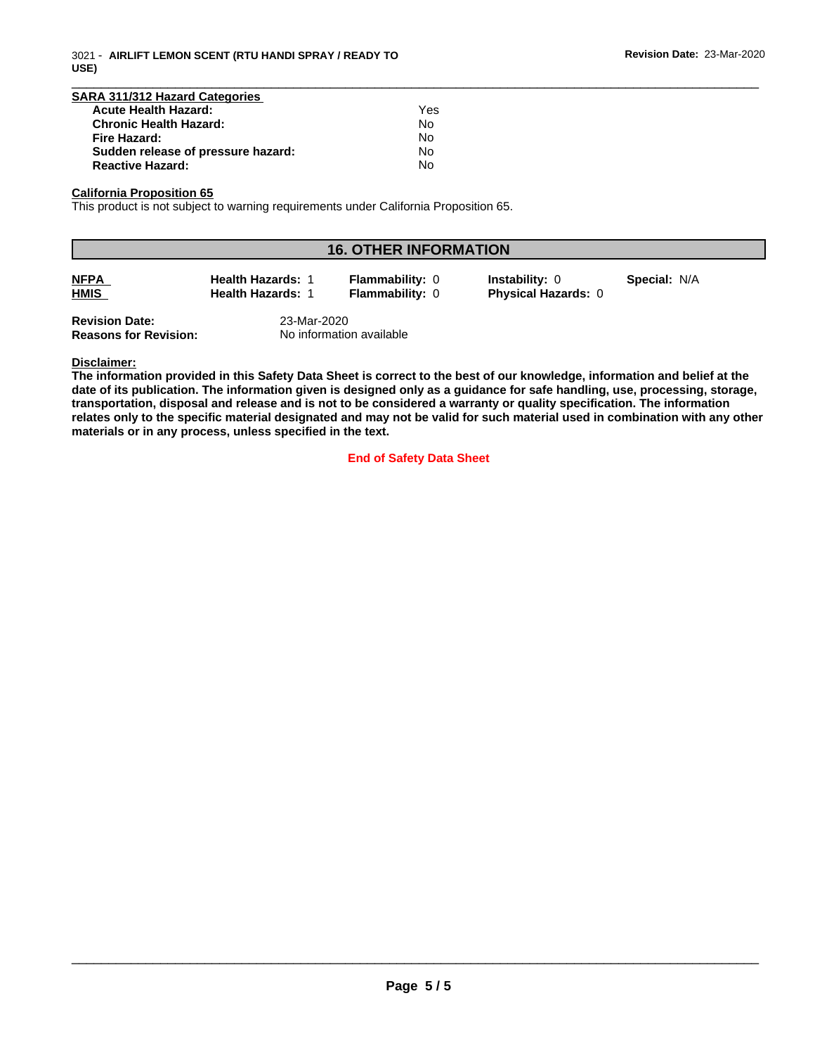#### SARA 311/312 Hazard Categories

| | |
|---|---|
| **Acute Health Hazard:** | Yes |
| **Chronic Health Hazard:** | No |
| **Fire Hazard:** | No |
| **Sudden release of pressure hazard:** | No |
| **Reactive Hazard:** | No |

#### California Proposition 65

This product is not subject to warning requirements under California Proposition 65.

## 16. OTHER INFORMATION

| | | | | |
|---|---|---|---|---|
| **NFPA** | **Health Hazards:** 1 | **Flammability:** 0 | **Instability:** 0 | **Special:** N/A |
| **HMIS** | **Health Hazards:** 1 | **Flammability:** 0 | **Physical Hazards:** 0 | |

**Revision Date:** 23-Mar-2020
**Reasons for Revision:** No information available

**Disclaimer:**

**The information provided in this Safety Data Sheet is correct to the best of our knowledge, information and belief at the date of its publication. The information given is designed only as a guidance for safe handling, use, processing, storage, transportation, disposal and release and is not to be considered a warranty or quality specification. The information relates only to the specific material designated and may not be valid for such material used in combination with any other materials or in any process, unless specified in the text.**

**End of Safety Data Sheet**